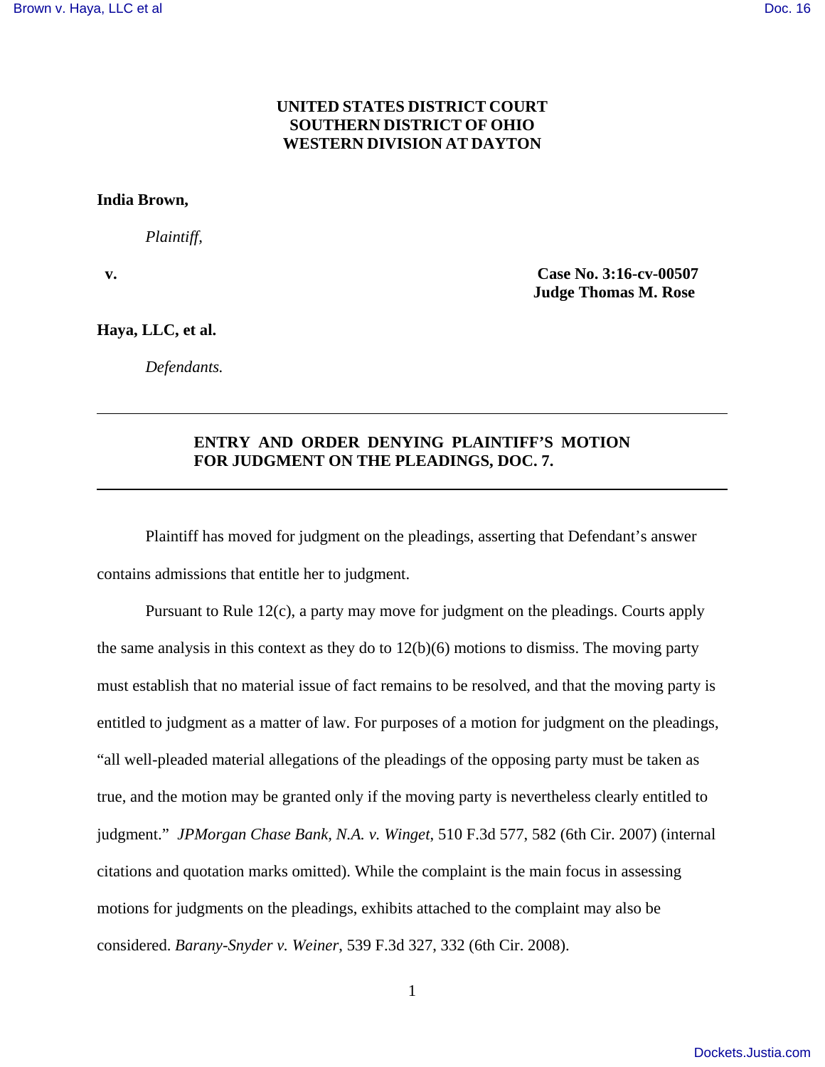**UNITED STATES DISTRICT COURT**
**SOUTHERN DISTRICT OF OHIO**
**WESTERN DIVISION AT DAYTON**

**India Brown,**

*Plaintiff,*

**v.** **Case No. 3:16-cv-00507**
**Judge Thomas M. Rose**

**Haya, LLC, et al.**

*Defendants.*

---

**ENTRY AND ORDER DENYING PLAINTIFF'S MOTION FOR JUDGMENT ON THE PLEADINGS, DOC. 7.**

---

Plaintiff has moved for judgment on the pleadings, asserting that Defendant's answer contains admissions that entitle her to judgment.

Pursuant to Rule 12(c), a party may move for judgment on the pleadings. Courts apply the same analysis in this context as they do to 12(b)(6) motions to dismiss. The moving party must establish that no material issue of fact remains to be resolved, and that the moving party is entitled to judgment as a matter of law. For purposes of a motion for judgment on the pleadings, "all well-pleaded material allegations of the pleadings of the opposing party must be taken as true, and the motion may be granted only if the moving party is nevertheless clearly entitled to judgment." *JPMorgan Chase Bank, N.A. v. Winget*, 510 F.3d 577, 582 (6th Cir. 2007) (internal citations and quotation marks omitted). While the complaint is the main focus in assessing motions for judgments on the pleadings, exhibits attached to the complaint may also be considered. *Barany-Snyder v. Weiner*, 539 F.3d 327, 332 (6th Cir. 2008).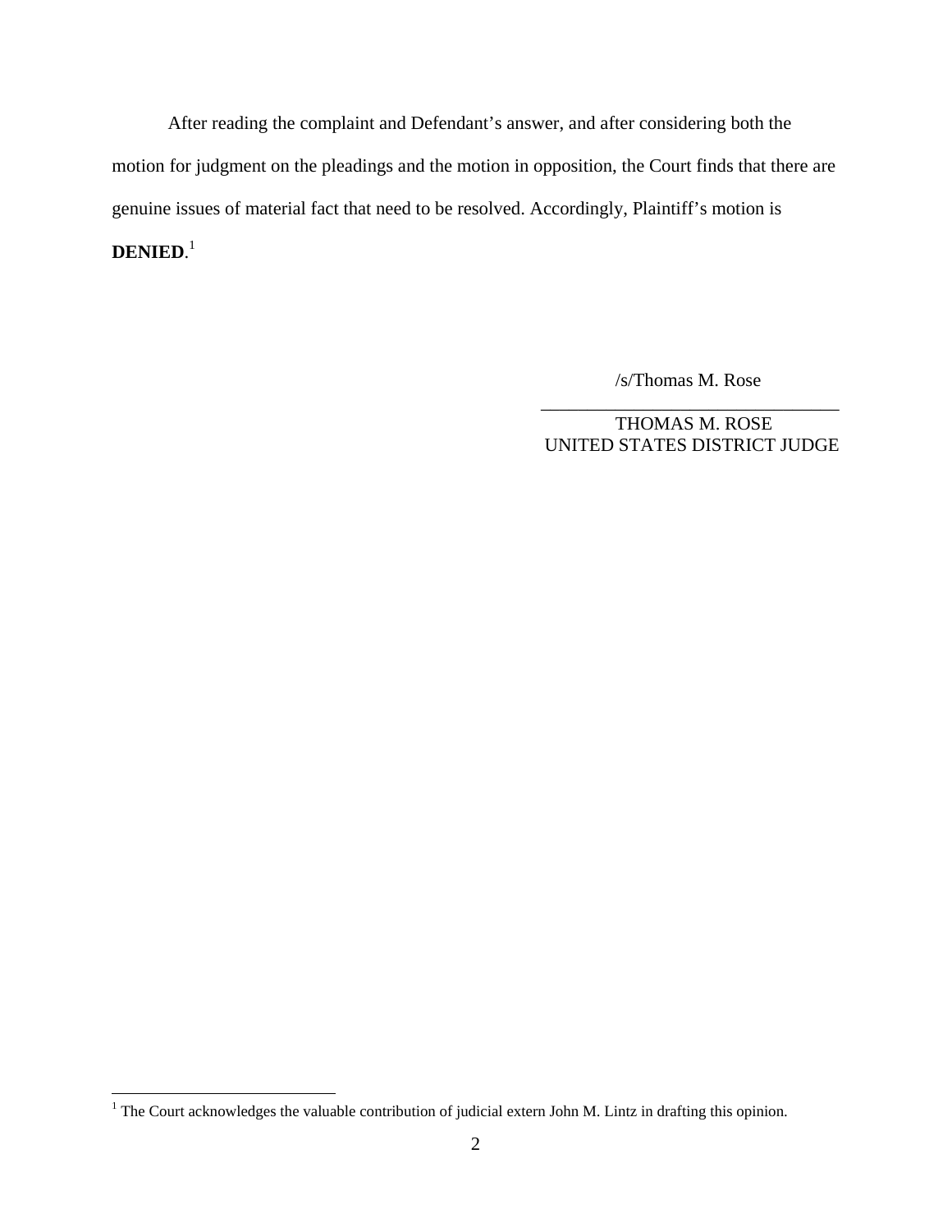After reading the complaint and Defendant's answer, and after considering both the motion for judgment on the pleadings and the motion in opposition, the Court finds that there are genuine issues of material fact that need to be resolved. Accordingly, Plaintiff's motion is **DENIED**.[1]

/s/Thomas M. Rose

\_\_\_\_\_\_\_\_\_\_\_\_\_\_\_\_\_\_\_\_\_\_\_\_\_\_\_\_\_\_\_\_

THOMAS M. ROSE
UNITED STATES DISTRICT JUDGE

[1] The Court acknowledges the valuable contribution of judicial extern John M. Lintz in drafting this opinion.